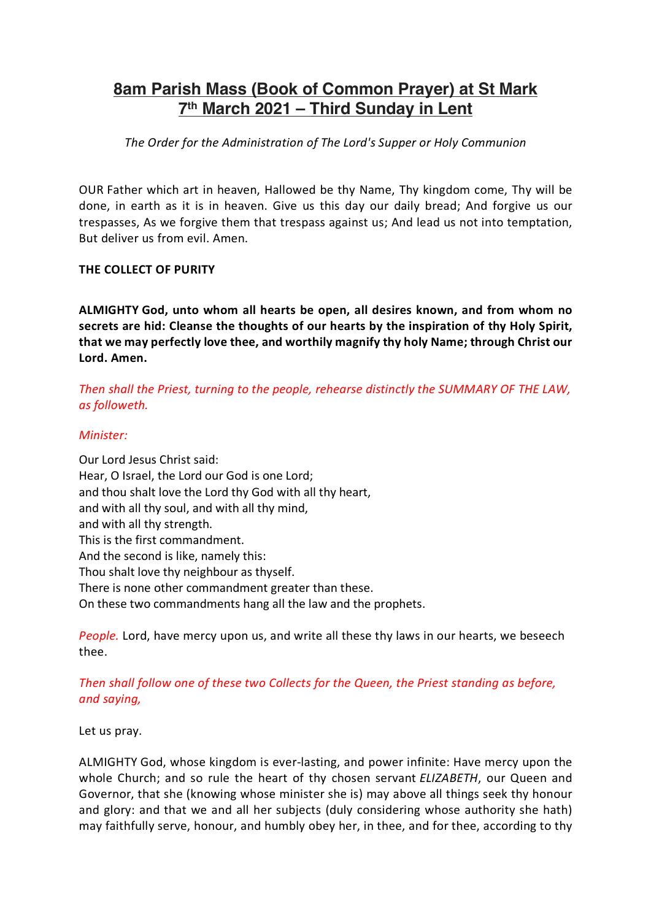# 8am Parish Mass (Book of Common Prayer) at St Mark
# 7th March 2021 – Third Sunday in Lent

*The Order for the Administration of The Lord's Supper or Holy Communion*

OUR Father which art in heaven, Hallowed be thy Name, Thy kingdom come, Thy will be done, in earth as it is in heaven. Give us this day our daily bread; And forgive us our trespasses, As we forgive them that trespass against us; And lead us not into temptation, But deliver us from evil. Amen.

**THE COLLECT OF PURITY**

**ALMIGHTY God, unto whom all hearts be open, all desires known, and from whom no secrets are hid: Cleanse the thoughts of our hearts by the inspiration of thy Holy Spirit, that we may perfectly love thee, and worthily magnify thy holy Name; through Christ our Lord. Amen.**

*Then shall the Priest, turning to the people, rehearse distinctly the SUMMARY OF THE LAW, as followeth.*

*Minister:*

Our Lord Jesus Christ said:
Hear, O Israel, the Lord our God is one Lord;
and thou shalt love the Lord thy God with all thy heart,
and with all thy soul, and with all thy mind,
and with all thy strength.
This is the first commandment.
And the second is like, namely this:
Thou shalt love thy neighbour as thyself.
There is none other commandment greater than these.
On these two commandments hang all the law and the prophets.

*People.* Lord, have mercy upon us, and write all these thy laws in our hearts, we beseech thee.

*Then shall follow one of these two Collects for the Queen, the Priest standing as before, and saying,*

Let us pray.

ALMIGHTY God, whose kingdom is ever-lasting, and power infinite: Have mercy upon the whole Church; and so rule the heart of thy chosen servant *ELIZABETH*, our Queen and Governor, that she (knowing whose minister she is) may above all things seek thy honour and glory: and that we and all her subjects (duly considering whose authority she hath) may faithfully serve, honour, and humbly obey her, in thee, and for thee, according to thy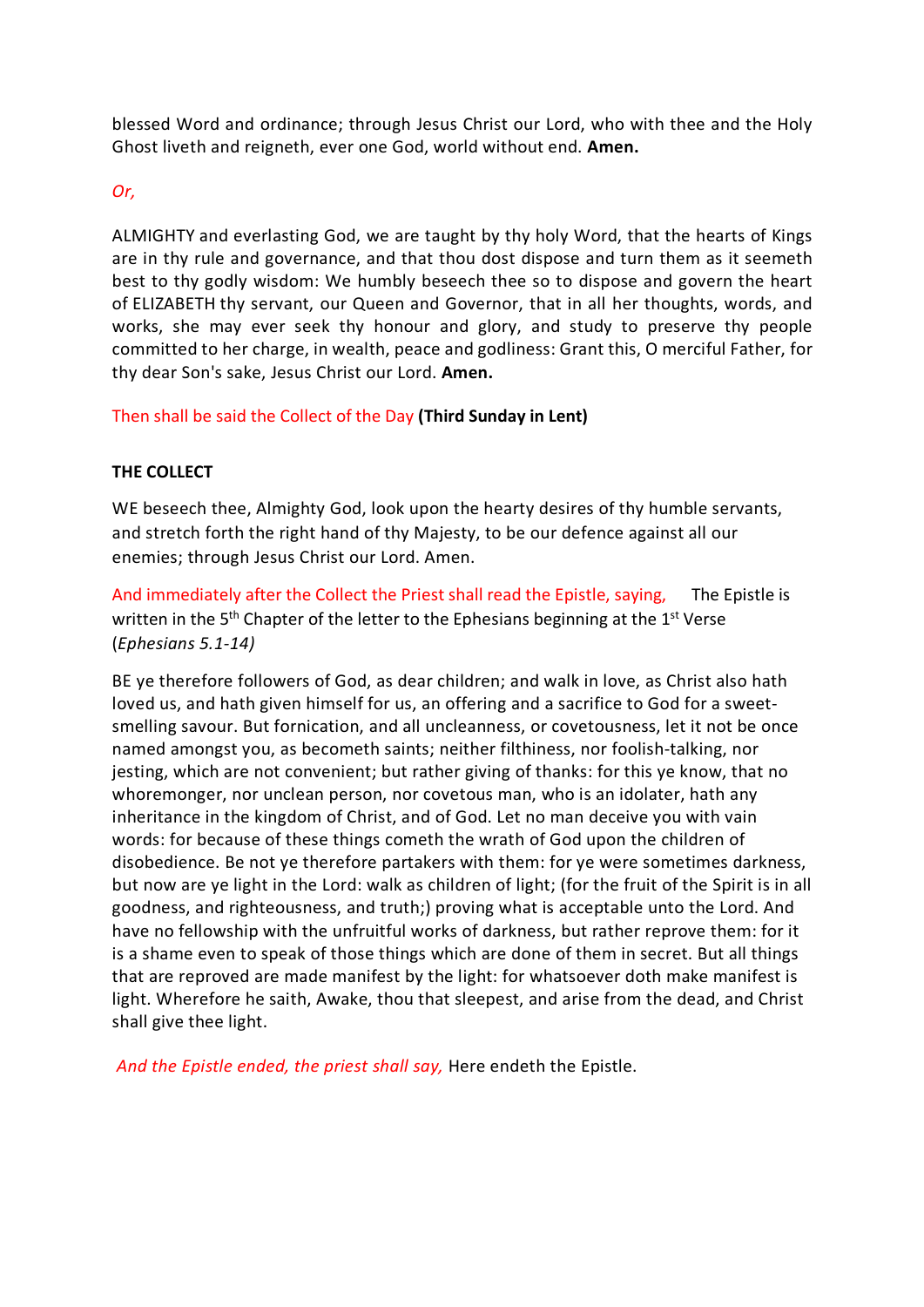blessed Word and ordinance; through Jesus Christ our Lord, who with thee and the Holy Ghost liveth and reigneth, ever one God, world without end. **Amen.**

*Or,*

ALMIGHTY and everlasting God, we are taught by thy holy Word, that the hearts of Kings are in thy rule and governance, and that thou dost dispose and turn them as it seemeth best to thy godly wisdom: We humbly beseech thee so to dispose and govern the heart of ELIZABETH thy servant, our Queen and Governor, that in all her thoughts, words, and works, she may ever seek thy honour and glory, and study to preserve thy people committed to her charge, in wealth, peace and godliness: Grant this, O merciful Father, for thy dear Son's sake, Jesus Christ our Lord. **Amen.**

Then shall be said the Collect of the Day **(Third Sunday in Lent)**

**THE COLLECT**

WE beseech thee, Almighty God, look upon the hearty desires of thy humble servants, and stretch forth the right hand of thy Majesty, to be our defence against all our enemies; through Jesus Christ our Lord. Amen.

And immediately after the Collect the Priest shall read the Epistle, saying, The Epistle is written in the 5th Chapter of the letter to the Ephesians beginning at the 1st Verse (*Ephesians 5.1-14)*

BE ye therefore followers of God, as dear children; and walk in love, as Christ also hath loved us, and hath given himself for us, an offering and a sacrifice to God for a sweet-smelling savour. But fornication, and all uncleanness, or covetousness, let it not be once named amongst you, as becometh saints; neither filthiness, nor foolish-talking, nor jesting, which are not convenient; but rather giving of thanks: for this ye know, that no whoremonger, nor unclean person, nor covetous man, who is an idolater, hath any inheritance in the kingdom of Christ, and of God. Let no man deceive you with vain words: for because of these things cometh the wrath of God upon the children of disobedience. Be not ye therefore partakers with them: for ye were sometimes darkness, but now are ye light in the Lord: walk as children of light; (for the fruit of the Spirit is in all goodness, and righteousness, and truth;) proving what is acceptable unto the Lord. And have no fellowship with the unfruitful works of darkness, but rather reprove them: for it is a shame even to speak of those things which are done of them in secret. But all things that are reproved are made manifest by the light: for whatsoever doth make manifest is light. Wherefore he saith, Awake, thou that sleepest, and arise from the dead, and Christ shall give thee light.

*And the Epistle ended, the priest shall say,* Here endeth the Epistle.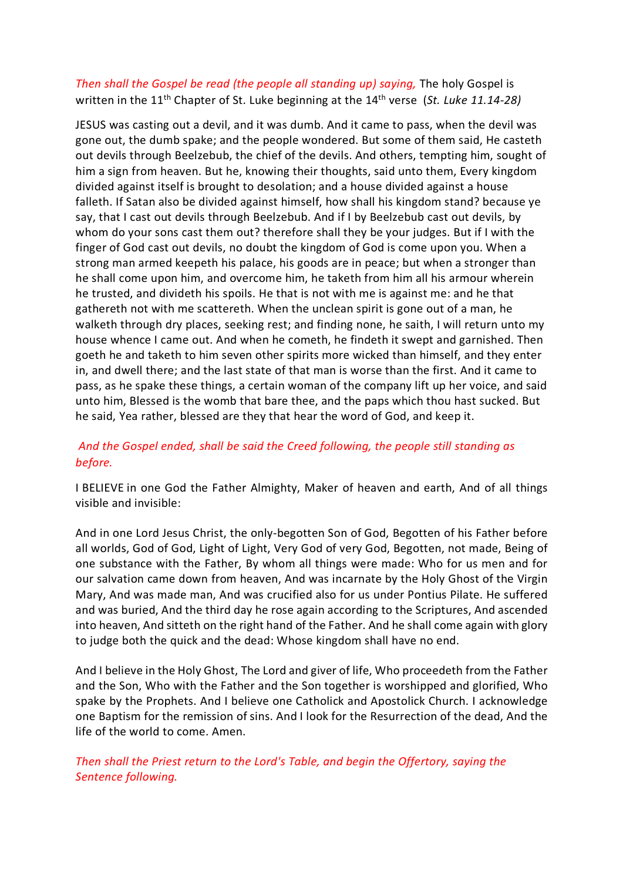*Then shall the Gospel be read (the people all standing up) saying,* The holy Gospel is written in the 11th Chapter of St. Luke beginning at the 14th verse (*St. Luke 11.14-28)*

JESUS was casting out a devil, and it was dumb. And it came to pass, when the devil was gone out, the dumb spake; and the people wondered. But some of them said, He casteth out devils through Beelzebub, the chief of the devils. And others, tempting him, sought of him a sign from heaven. But he, knowing their thoughts, said unto them, Every kingdom divided against itself is brought to desolation; and a house divided against a house falleth. If Satan also be divided against himself, how shall his kingdom stand? because ye say, that I cast out devils through Beelzebub. And if I by Beelzebub cast out devils, by whom do your sons cast them out? therefore shall they be your judges. But if I with the finger of God cast out devils, no doubt the kingdom of God is come upon you. When a strong man armed keepeth his palace, his goods are in peace; but when a stronger than he shall come upon him, and overcome him, he taketh from him all his armour wherein he trusted, and divideth his spoils. He that is not with me is against me: and he that gathereth not with me scattereth. When the unclean spirit is gone out of a man, he walketh through dry places, seeking rest; and finding none, he saith, I will return unto my house whence I came out. And when he cometh, he findeth it swept and garnished. Then goeth he and taketh to him seven other spirits more wicked than himself, and they enter in, and dwell there; and the last state of that man is worse than the first. And it came to pass, as he spake these things, a certain woman of the company lift up her voice, and said unto him, Blessed is the womb that bare thee, and the paps which thou hast sucked. But he said, Yea rather, blessed are they that hear the word of God, and keep it.

*And the Gospel ended, shall be said the Creed following, the people still standing as before.*

I BELIEVE in one God the Father Almighty, Maker of heaven and earth, And of all things visible and invisible:

And in one Lord Jesus Christ, the only-begotten Son of God, Begotten of his Father before all worlds, God of God, Light of Light, Very God of very God, Begotten, not made, Being of one substance with the Father, By whom all things were made: Who for us men and for our salvation came down from heaven, And was incarnate by the Holy Ghost of the Virgin Mary, And was made man, And was crucified also for us under Pontius Pilate. He suffered and was buried, And the third day he rose again according to the Scriptures, And ascended into heaven, And sitteth on the right hand of the Father. And he shall come again with glory to judge both the quick and the dead: Whose kingdom shall have no end.

And I believe in the Holy Ghost, The Lord and giver of life, Who proceedeth from the Father and the Son, Who with the Father and the Son together is worshipped and glorified, Who spake by the Prophets. And I believe one Catholick and Apostolick Church. I acknowledge one Baptism for the remission of sins. And I look for the Resurrection of the dead, And the life of the world to come. Amen.

*Then shall the Priest return to the Lord's Table, and begin the Offertory, saying the Sentence following.*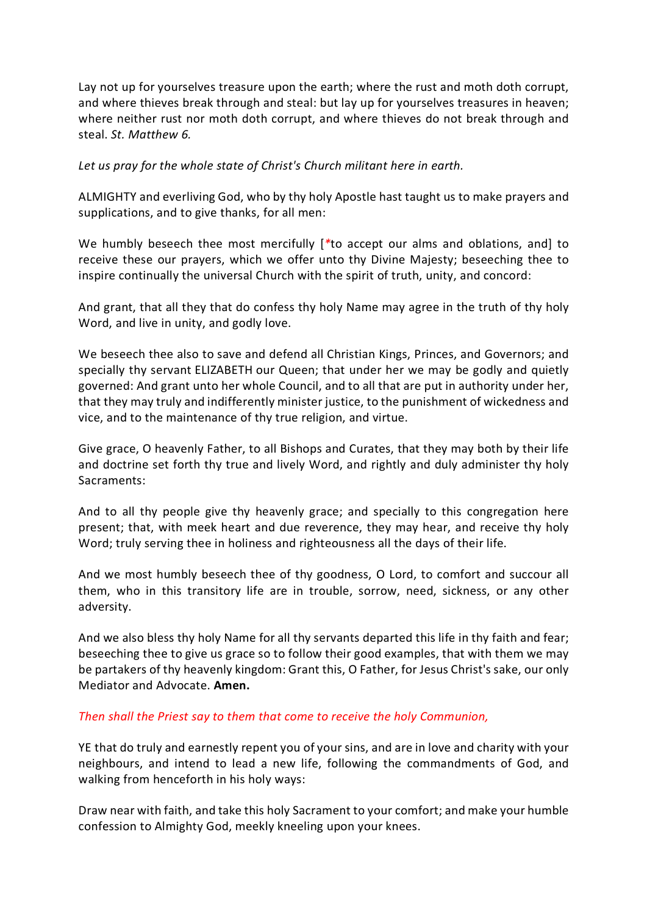Lay not up for yourselves treasure upon the earth; where the rust and moth doth corrupt, and where thieves break through and steal: but lay up for yourselves treasures in heaven; where neither rust nor moth doth corrupt, and where thieves do not break through and steal. *St. Matthew 6.*

*Let us pray for the whole state of Christ's Church militant here in earth.*

ALMIGHTY and everliving God, who by thy holy Apostle hast taught us to make prayers and supplications, and to give thanks, for all men:

We humbly beseech thee most mercifully [*to accept our alms and oblations, and] to receive these our prayers, which we offer unto thy Divine Majesty; beseeching thee to inspire continually the universal Church with the spirit of truth, unity, and concord:

And grant, that all they that do confess thy holy Name may agree in the truth of thy holy Word, and live in unity, and godly love.

We beseech thee also to save and defend all Christian Kings, Princes, and Governors; and specially thy servant ELIZABETH our Queen; that under her we may be godly and quietly governed: And grant unto her whole Council, and to all that are put in authority under her, that they may truly and indifferently minister justice, to the punishment of wickedness and vice, and to the maintenance of thy true religion, and virtue.

Give grace, O heavenly Father, to all Bishops and Curates, that they may both by their life and doctrine set forth thy true and lively Word, and rightly and duly administer thy holy Sacraments:

And to all thy people give thy heavenly grace; and specially to this congregation here present; that, with meek heart and due reverence, they may hear, and receive thy holy Word; truly serving thee in holiness and righteousness all the days of their life.

And we most humbly beseech thee of thy goodness, O Lord, to comfort and succour all them, who in this transitory life are in trouble, sorrow, need, sickness, or any other adversity.

And we also bless thy holy Name for all thy servants departed this life in thy faith and fear; beseeching thee to give us grace so to follow their good examples, that with them we may be partakers of thy heavenly kingdom: Grant this, O Father, for Jesus Christ's sake, our only Mediator and Advocate. **Amen.**

*Then shall the Priest say to them that come to receive the holy Communion,*

YE that do truly and earnestly repent you of your sins, and are in love and charity with your neighbours, and intend to lead a new life, following the commandments of God, and walking from henceforth in his holy ways:

Draw near with faith, and take this holy Sacrament to your comfort; and make your humble confession to Almighty God, meekly kneeling upon your knees.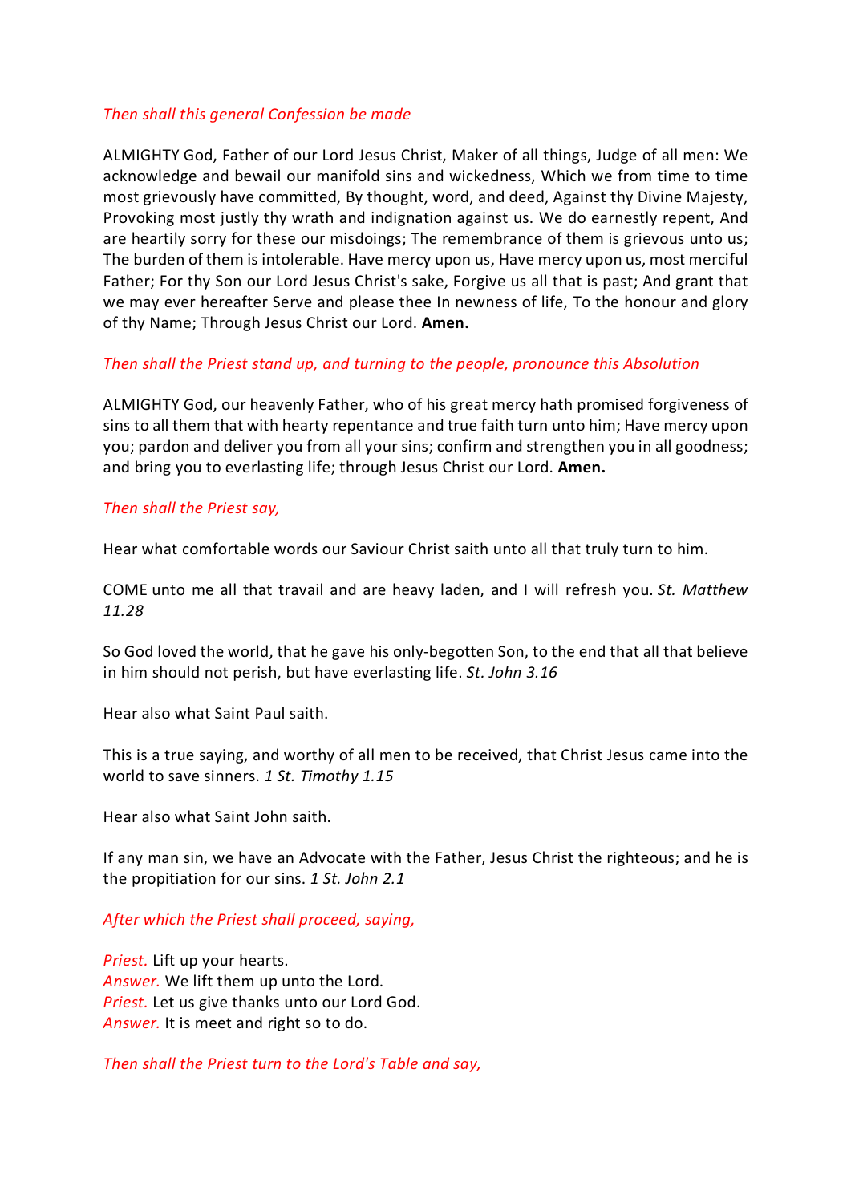*Then shall this general Confession be made*

ALMIGHTY God, Father of our Lord Jesus Christ, Maker of all things, Judge of all men: We acknowledge and bewail our manifold sins and wickedness, Which we from time to time most grievously have committed, By thought, word, and deed, Against thy Divine Majesty, Provoking most justly thy wrath and indignation against us. We do earnestly repent, And are heartily sorry for these our misdoings; The remembrance of them is grievous unto us; The burden of them is intolerable. Have mercy upon us, Have mercy upon us, most merciful Father; For thy Son our Lord Jesus Christ's sake, Forgive us all that is past; And grant that we may ever hereafter Serve and please thee In newness of life, To the honour and glory of thy Name; Through Jesus Christ our Lord. **Amen.**

*Then shall the Priest stand up, and turning to the people, pronounce this Absolution*

ALMIGHTY God, our heavenly Father, who of his great mercy hath promised forgiveness of sins to all them that with hearty repentance and true faith turn unto him; Have mercy upon you; pardon and deliver you from all your sins; confirm and strengthen you in all goodness; and bring you to everlasting life; through Jesus Christ our Lord. **Amen.**

*Then shall the Priest say,*

Hear what comfortable words our Saviour Christ saith unto all that truly turn to him.

COME unto me all that travail and are heavy laden, and I will refresh you. *St. Matthew 11.28*

So God loved the world, that he gave his only-begotten Son, to the end that all that believe in him should not perish, but have everlasting life. *St. John 3.16*

Hear also what Saint Paul saith.

This is a true saying, and worthy of all men to be received, that Christ Jesus came into the world to save sinners. *1 St. Timothy 1.15*

Hear also what Saint John saith.

If any man sin, we have an Advocate with the Father, Jesus Christ the righteous; and he is the propitiation for our sins. *1 St. John 2.1*

*After which the Priest shall proceed, saying,*

*Priest.* Lift up your hearts.  
*Answer.* We lift them up unto the Lord.  
*Priest.* Let us give thanks unto our Lord God.  
*Answer.* It is meet and right so to do.

*Then shall the Priest turn to the Lord's Table and say,*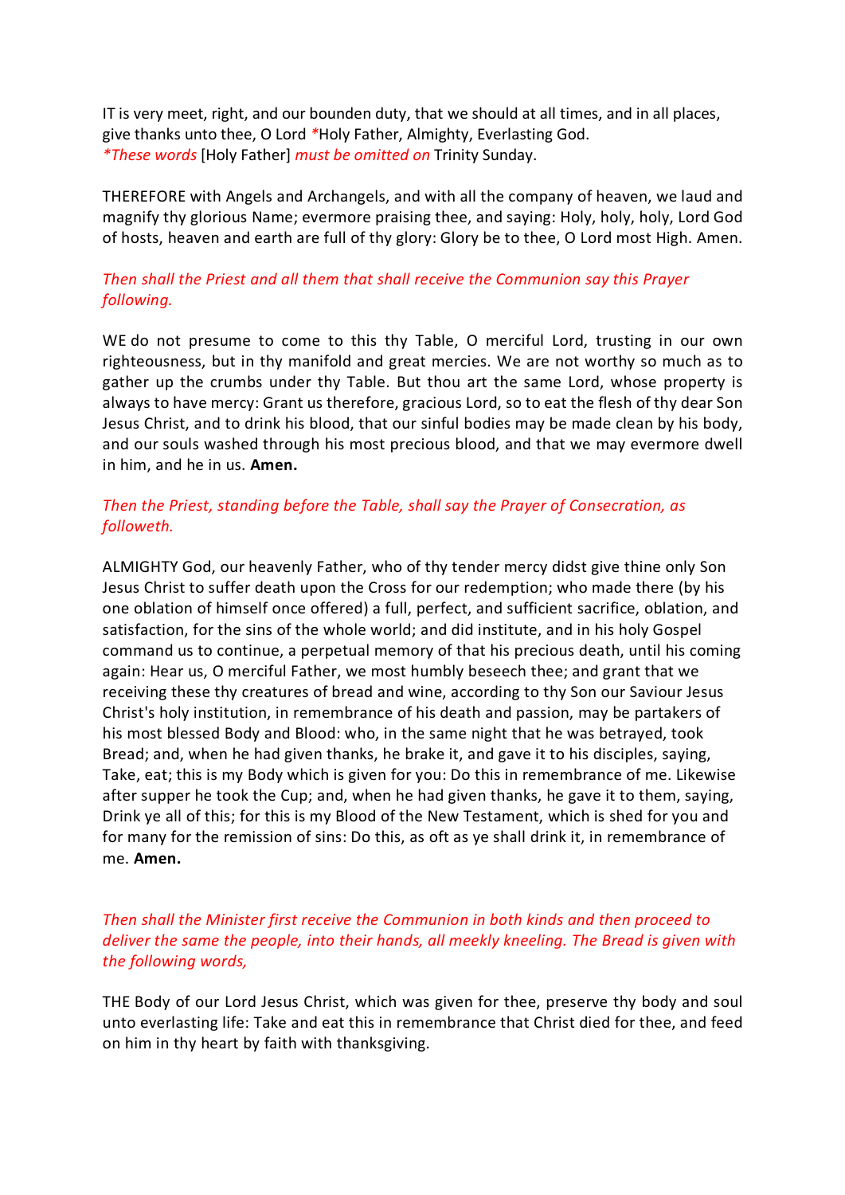IT is very meet, right, and our bounden duty, that we should at all times, and in all places, give thanks unto thee, O Lord *Holy Father, Almighty, Everlasting God.
*These words* [Holy Father] *must be omitted on* Trinity Sunday.

THEREFORE with Angels and Archangels, and with all the company of heaven, we laud and magnify thy glorious Name; evermore praising thee, and saying: Holy, holy, holy, Lord God of hosts, heaven and earth are full of thy glory: Glory be to thee, O Lord most High. Amen.

*Then shall the Priest and all them that shall receive the Communion say this Prayer following.*

WE do not presume to come to this thy Table, O merciful Lord, trusting in our own righteousness, but in thy manifold and great mercies. We are not worthy so much as to gather up the crumbs under thy Table. But thou art the same Lord, whose property is always to have mercy: Grant us therefore, gracious Lord, so to eat the flesh of thy dear Son Jesus Christ, and to drink his blood, that our sinful bodies may be made clean by his body, and our souls washed through his most precious blood, and that we may evermore dwell in him, and he in us. **Amen.**

*Then the Priest, standing before the Table, shall say the Prayer of Consecration, as followeth.*

ALMIGHTY God, our heavenly Father, who of thy tender mercy didst give thine only Son Jesus Christ to suffer death upon the Cross for our redemption; who made there (by his one oblation of himself once offered) a full, perfect, and sufficient sacrifice, oblation, and satisfaction, for the sins of the whole world; and did institute, and in his holy Gospel command us to continue, a perpetual memory of that his precious death, until his coming again: Hear us, O merciful Father, we most humbly beseech thee; and grant that we receiving these thy creatures of bread and wine, according to thy Son our Saviour Jesus Christ's holy institution, in remembrance of his death and passion, may be partakers of his most blessed Body and Blood: who, in the same night that he was betrayed, took Bread; and, when he had given thanks, he brake it, and gave it to his disciples, saying, Take, eat; this is my Body which is given for you: Do this in remembrance of me. Likewise after supper he took the Cup; and, when he had given thanks, he gave it to them, saying, Drink ye all of this; for this is my Blood of the New Testament, which is shed for you and for many for the remission of sins: Do this, as oft as ye shall drink it, in remembrance of me. **Amen.**

*Then shall the Minister first receive the Communion in both kinds and then proceed to deliver the same the people, into their hands, all meekly kneeling. The Bread is given with the following words,*

THE Body of our Lord Jesus Christ, which was given for thee, preserve thy body and soul unto everlasting life: Take and eat this in remembrance that Christ died for thee, and feed on him in thy heart by faith with thanksgiving.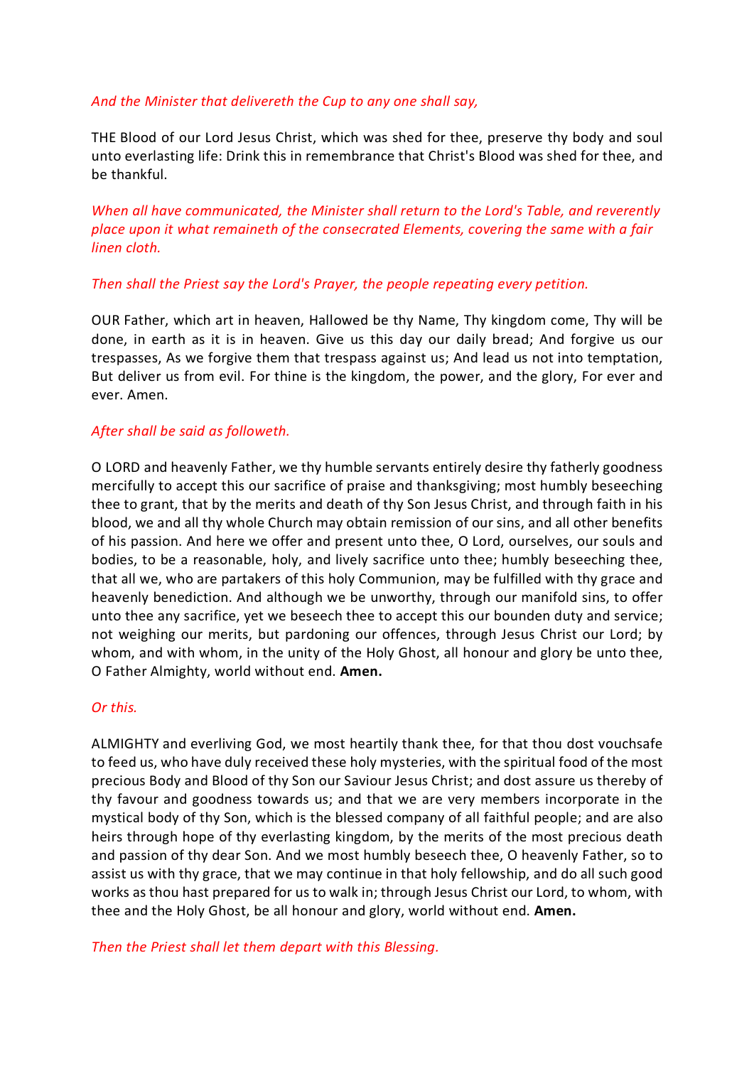*And the Minister that delivereth the Cup to any one shall say,*

THE Blood of our Lord Jesus Christ, which was shed for thee, preserve thy body and soul unto everlasting life: Drink this in remembrance that Christ's Blood was shed for thee, and be thankful.

*When all have communicated, the Minister shall return to the Lord's Table, and reverently place upon it what remaineth of the consecrated Elements, covering the same with a fair linen cloth.*

*Then shall the Priest say the Lord's Prayer, the people repeating every petition.*

OUR Father, which art in heaven, Hallowed be thy Name, Thy kingdom come, Thy will be done, in earth as it is in heaven. Give us this day our daily bread; And forgive us our trespasses, As we forgive them that trespass against us; And lead us not into temptation, But deliver us from evil. For thine is the kingdom, the power, and the glory, For ever and ever. Amen.

*After shall be said as followeth.*

O LORD and heavenly Father, we thy humble servants entirely desire thy fatherly goodness mercifully to accept this our sacrifice of praise and thanksgiving; most humbly beseeching thee to grant, that by the merits and death of thy Son Jesus Christ, and through faith in his blood, we and all thy whole Church may obtain remission of our sins, and all other benefits of his passion. And here we offer and present unto thee, O Lord, ourselves, our souls and bodies, to be a reasonable, holy, and lively sacrifice unto thee; humbly beseeching thee, that all we, who are partakers of this holy Communion, may be fulfilled with thy grace and heavenly benediction. And although we be unworthy, through our manifold sins, to offer unto thee any sacrifice, yet we beseech thee to accept this our bounden duty and service; not weighing our merits, but pardoning our offences, through Jesus Christ our Lord; by whom, and with whom, in the unity of the Holy Ghost, all honour and glory be unto thee, O Father Almighty, world without end. **Amen.**

*Or this.*

ALMIGHTY and everliving God, we most heartily thank thee, for that thou dost vouchsafe to feed us, who have duly received these holy mysteries, with the spiritual food of the most precious Body and Blood of thy Son our Saviour Jesus Christ; and dost assure us thereby of thy favour and goodness towards us; and that we are very members incorporate in the mystical body of thy Son, which is the blessed company of all faithful people; and are also heirs through hope of thy everlasting kingdom, by the merits of the most precious death and passion of thy dear Son. And we most humbly beseech thee, O heavenly Father, so to assist us with thy grace, that we may continue in that holy fellowship, and do all such good works as thou hast prepared for us to walk in; through Jesus Christ our Lord, to whom, with thee and the Holy Ghost, be all honour and glory, world without end. **Amen.**

*Then the Priest shall let them depart with this Blessing.*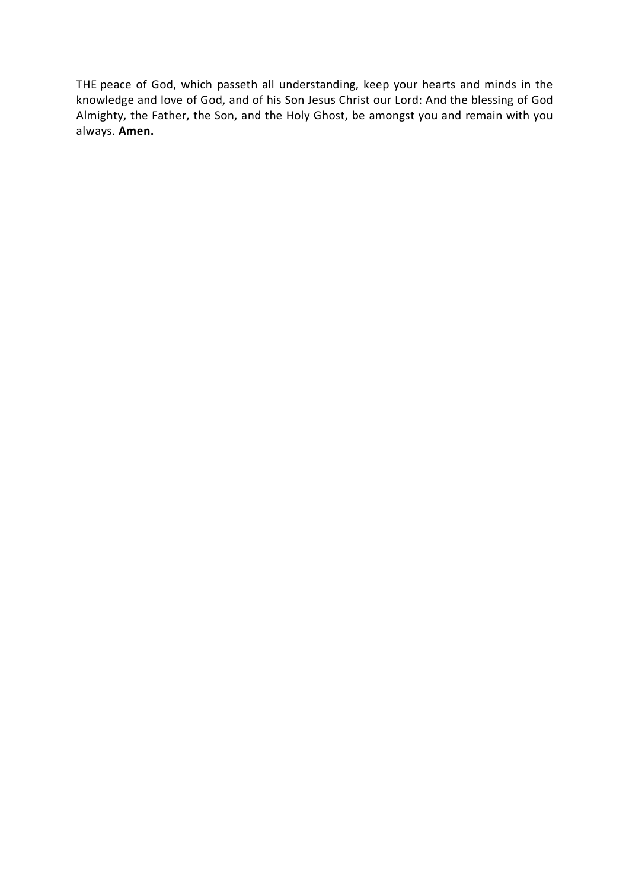THE peace of God, which passeth all understanding, keep your hearts and minds in the knowledge and love of God, and of his Son Jesus Christ our Lord: And the blessing of God Almighty, the Father, the Son, and the Holy Ghost, be amongst you and remain with you always. **Amen.**